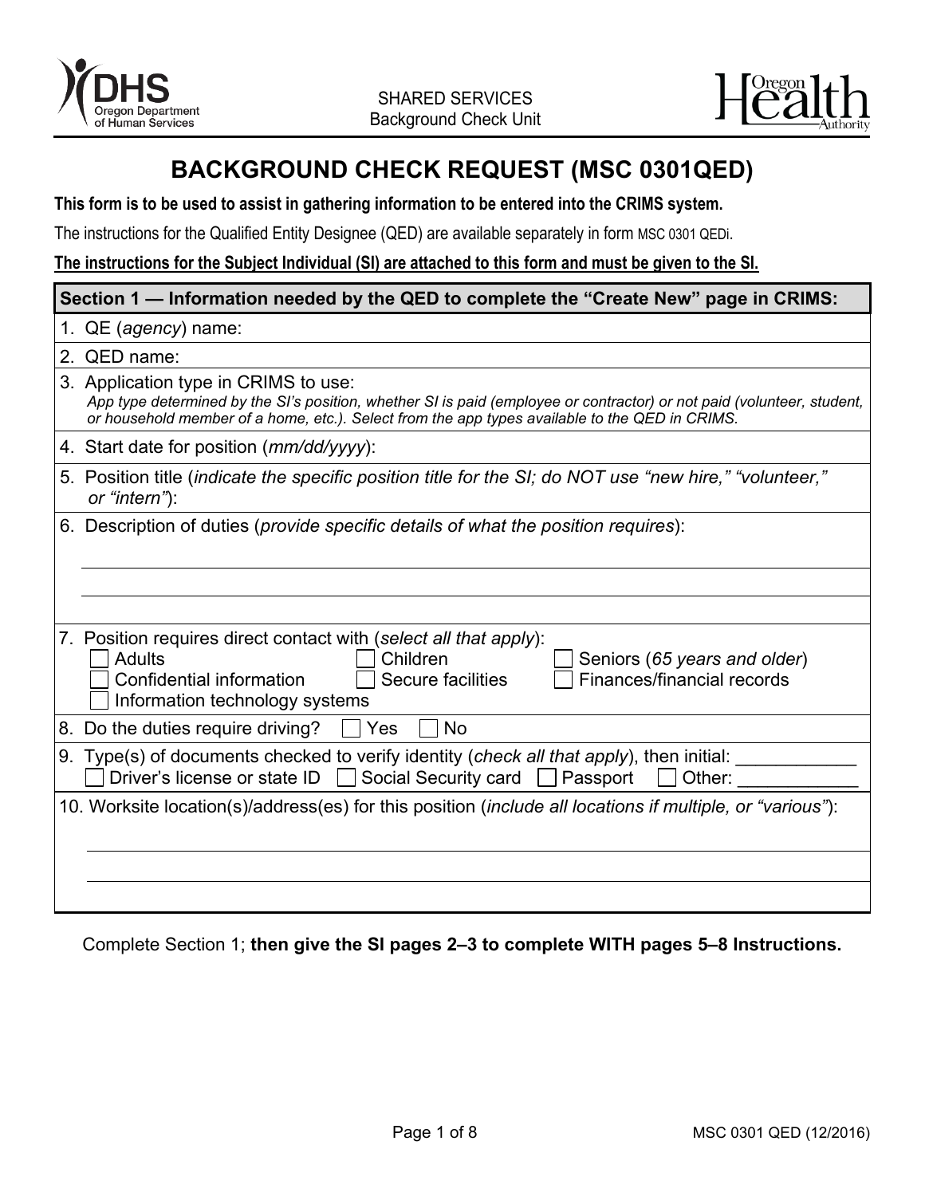SHARED SERVICES
Background Check Unit

# BACKGROUND CHECK REQUEST (MSC 0301QED)

**This form is to be used to assist in gathering information to be entered into the CRIMS system.**

The instructions for the Qualified Entity Designee (QED) are available separately in form MSC 0301 QEDi.

**The instructions for the Subject Individual (SI) are attached to this form and must be given to the SI.**

**Section 1 — Information needed by the QED to complete the "Create New" page in CRIMS:**

1. QE (*agency*) name:
2. QED name:
3. Application type in CRIMS to use:
   *App type determined by the SI's position, whether SI is paid (employee or contractor) or not paid (volunteer, student, or household member of a home, etc.). Select from the app types available to the QED in CRIMS.*
4. Start date for position (*mm/dd/yyyy*):
5. Position title (*indicate the specific position title for the SI; do NOT use "new hire," "volunteer," or "intern"*):
6. Description of duties (*provide specific details of what the position requires*):

   ______________________________

   ______________________________

7. Position requires direct contact with (*select all that apply*):
   - ☐ Adults
   - ☐ Children
   - ☐ Seniors (*65 years and older*)
   - ☐ Confidential information
   - ☐ Secure facilities
   - ☐ Finances/financial records
   - ☐ Information technology systems
8. Do the duties require driving? ☐ Yes ☐ No
9. Type(s) of documents checked to verify identity (*check all that apply*), then initial: ____________
   ☐ Driver's license or state ID ☐ Social Security card ☐ Passport ☐ Other: ____________
10. Worksite location(s)/address(es) for this position (*include all locations if multiple, or "various"*):

    ______________________________

    ______________________________

Complete Section 1; **then give the SI pages 2–3 to complete WITH pages 5–8 Instructions.**

MSC 0301 QED (12/2016)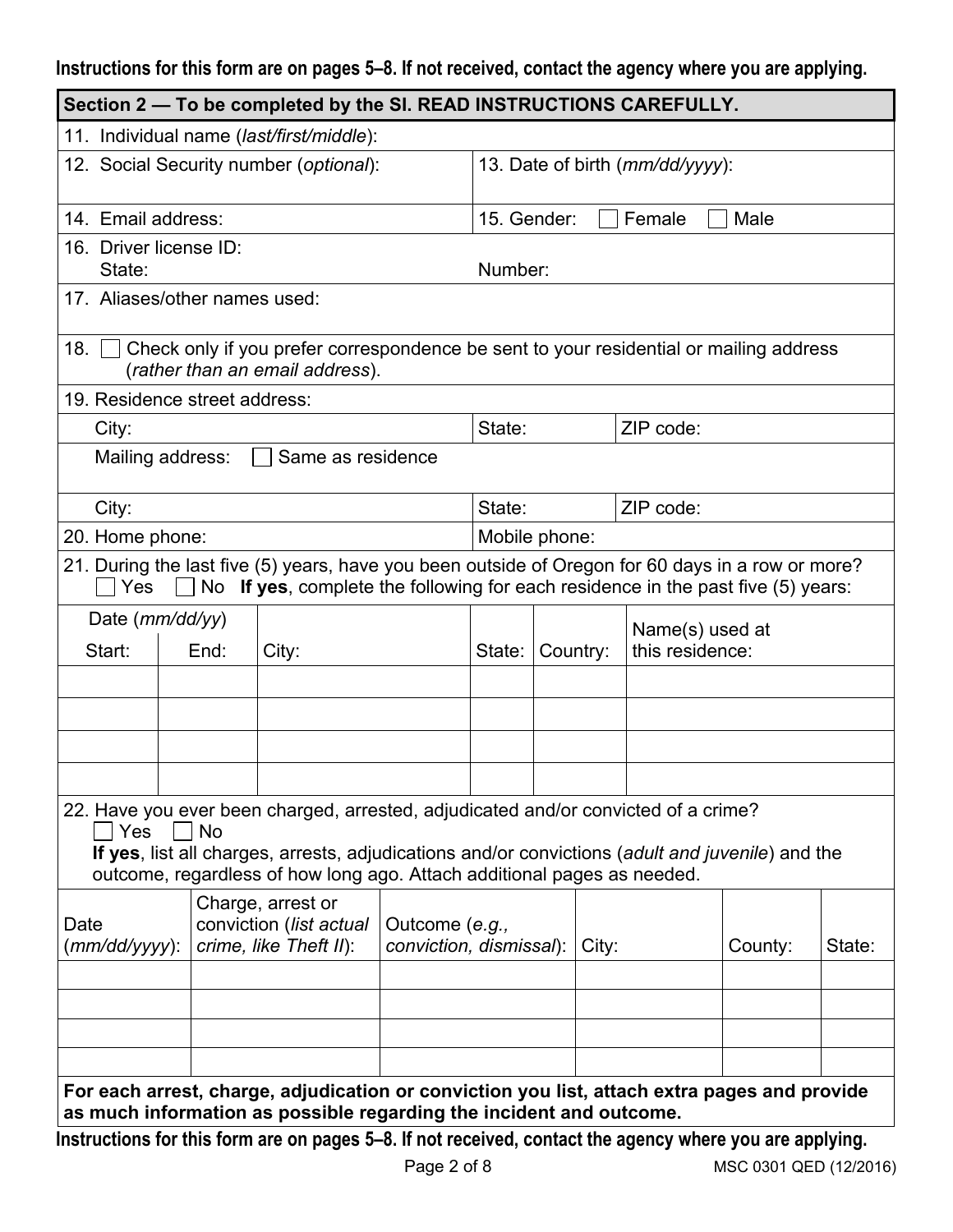**Instructions for this form are on pages 5–8. If not received, contact the agency where you are applying.**

## Section 2 — To be completed by the SI. READ INSTRUCTIONS CAREFULLY.

11. Individual name (*last/first/middle*):

12. Social Security number (*optional*):

13. Date of birth (*mm/dd/yyyy*):

14. Email address:

15. Gender: ☐ Female ☐ Male

16. Driver license ID:
State: Number:

17. Aliases/other names used:

18. ☐ Check only if you prefer correspondence be sent to your residential or mailing address (*rather than an email address*).

19. Residence street address:
City: State: ZIP code:
Mailing address: ☐ Same as residence
City: State: ZIP code:

20. Home phone: Mobile phone:

21. During the last five (5) years, have you been outside of Oregon for 60 days in a row or more?
☐ Yes ☐ No **If yes**, complete the following for each residence in the past five (5) years:

| Date (*mm/dd/yy*) Start: | End: | City: | State: | Country: | Name(s) used at this residence: |
|---|---|---|---|---|---|
| | | | | | |
| | | | | | |
| | | | | | |
| | | | | | |

22. Have you ever been charged, arrested, adjudicated and/or convicted of a crime?
☐ Yes ☐ No
**If yes**, list all charges, arrests, adjudications and/or convictions (*adult and juvenile*) and the outcome, regardless of how long ago. Attach additional pages as needed.

| Date (*mm/dd/yyyy*): | Charge, arrest or conviction (*list actual crime, like Theft II*): | Outcome (*e.g., conviction, dismissal*): | City: | County: | State: |
|---|---|---|---|---|---|
| | | | | | |
| | | | | | |
| | | | | | |
| | | | | | |

**For each arrest, charge, adjudication or conviction you list, attach extra pages and provide as much information as possible regarding the incident and outcome.**

**Instructions for this form are on pages 5–8. If not received, contact the agency where you are applying.**

MSC 0301 QED (12/2016)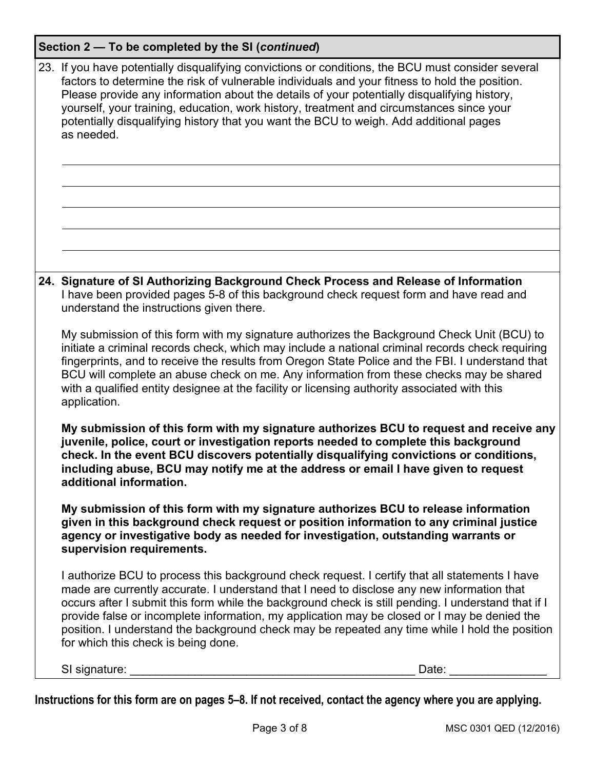## Section 2 — To be completed by the SI (*continued*)

23. If you have potentially disqualifying convictions or conditions, the BCU must consider several factors to determine the risk of vulnerable individuals and your fitness to hold the position. Please provide any information about the details of your potentially disqualifying history, yourself, your training, education, work history, treatment and circumstances since your potentially disqualifying history that you want the BCU to weigh. Add additional pages as needed.

\_\_\_\_\_\_\_\_\_\_\_\_\_\_\_\_\_\_\_\_\_\_\_\_\_\_\_\_\_\_\_\_\_\_\_\_\_\_\_\_\_\_\_\_\_\_\_\_\_\_\_\_\_\_\_\_

\_\_\_\_\_\_\_\_\_\_\_\_\_\_\_\_\_\_\_\_\_\_\_\_\_\_\_\_\_\_\_\_\_\_\_\_\_\_\_\_\_\_\_\_\_\_\_\_\_\_\_\_\_\_\_\_

\_\_\_\_\_\_\_\_\_\_\_\_\_\_\_\_\_\_\_\_\_\_\_\_\_\_\_\_\_\_\_\_\_\_\_\_\_\_\_\_\_\_\_\_\_\_\_\_\_\_\_\_\_\_\_\_

\_\_\_\_\_\_\_\_\_\_\_\_\_\_\_\_\_\_\_\_\_\_\_\_\_\_\_\_\_\_\_\_\_\_\_\_\_\_\_\_\_\_\_\_\_\_\_\_\_\_\_\_\_\_\_\_

\_\_\_\_\_\_\_\_\_\_\_\_\_\_\_\_\_\_\_\_\_\_\_\_\_\_\_\_\_\_\_\_\_\_\_\_\_\_\_\_\_\_\_\_\_\_\_\_\_\_\_\_\_\_\_\_

**24. Signature of SI Authorizing Background Check Process and Release of Information**

I have been provided pages 5-8 of this background check request form and have read and understand the instructions given there.

My submission of this form with my signature authorizes the Background Check Unit (BCU) to initiate a criminal records check, which may include a national criminal records check requiring fingerprints, and to receive the results from Oregon State Police and the FBI. I understand that BCU will complete an abuse check on me. Any information from these checks may be shared with a qualified entity designee at the facility or licensing authority associated with this application.

**My submission of this form with my signature authorizes BCU to request and receive any juvenile, police, court or investigation reports needed to complete this background check. In the event BCU discovers potentially disqualifying convictions or conditions, including abuse, BCU may notify me at the address or email I have given to request additional information.**

**My submission of this form with my signature authorizes BCU to release information given in this background check request or position information to any criminal justice agency or investigative body as needed for investigation, outstanding warrants or supervision requirements.**

I authorize BCU to process this background check request. I certify that all statements I have made are currently accurate. I understand that I need to disclose any new information that occurs after I submit this form while the background check is still pending. I understand that if I provide false or incomplete information, my application may be closed or I may be denied the position. I understand the background check may be repeated any time while I hold the position for which this check is being done.

SI signature: \_\_\_\_\_\_\_\_\_\_\_\_\_\_\_\_\_\_\_\_\_\_\_\_\_\_\_\_\_\_\_\_\_\_\_\_\_\_\_\_ Date: \_\_\_\_\_\_\_\_\_\_\_\_\_\_\_

**Instructions for this form are on pages 5–8. If not received, contact the agency where you are applying.**

MSC 0301 QED (12/2016)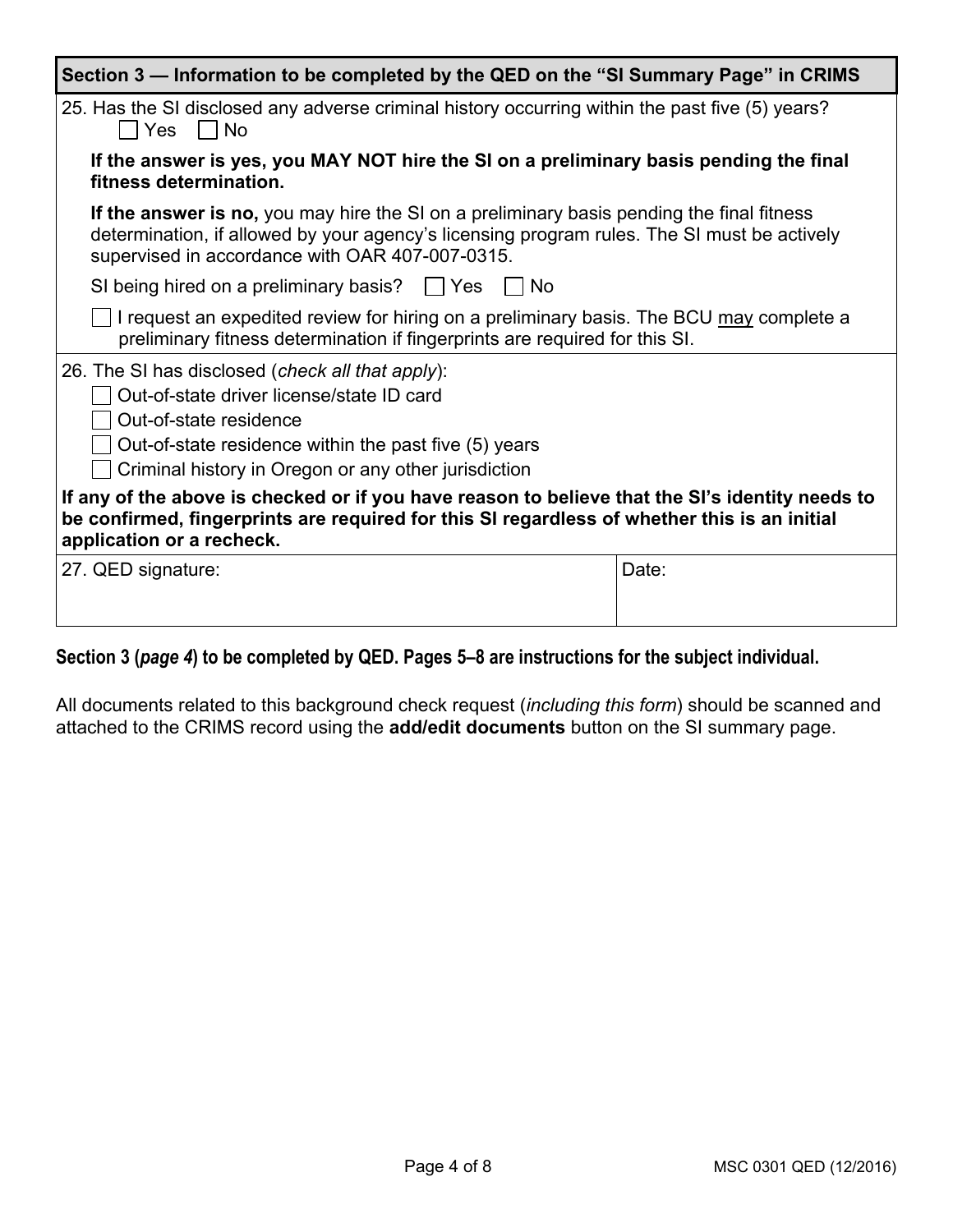## Section 3 — Information to be completed by the QED on the "SI Summary Page" in CRIMS

25. Has the SI disclosed any adverse criminal history occurring within the past five (5) years?
☐ Yes ☐ No

**If the answer is yes, you MAY NOT hire the SI on a preliminary basis pending the final fitness determination.**

**If the answer is no,** you may hire the SI on a preliminary basis pending the final fitness determination, if allowed by your agency's licensing program rules. The SI must be actively supervised in accordance with OAR 407-007-0315.

SI being hired on a preliminary basis? ☐ Yes ☐ No

☐ I request an expedited review for hiring on a preliminary basis. The BCU may complete a preliminary fitness determination if fingerprints are required for this SI.

26. The SI has disclosed (*check all that apply*):

☐ Out-of-state driver license/state ID card
☐ Out-of-state residence
☐ Out-of-state residence within the past five (5) years
☐ Criminal history in Oregon or any other jurisdiction

**If any of the above is checked or if you have reason to believe that the SI's identity needs to be confirmed, fingerprints are required for this SI regardless of whether this is an initial application or a recheck.**

| 27. QED signature: | Date: |
|---|---|
| | |

**Section 3 (*page 4*) to be completed by QED. Pages 5–8 are instructions for the subject individual.**

All documents related to this background check request (*including this form*) should be scanned and attached to the CRIMS record using the **add/edit documents** button on the SI summary page.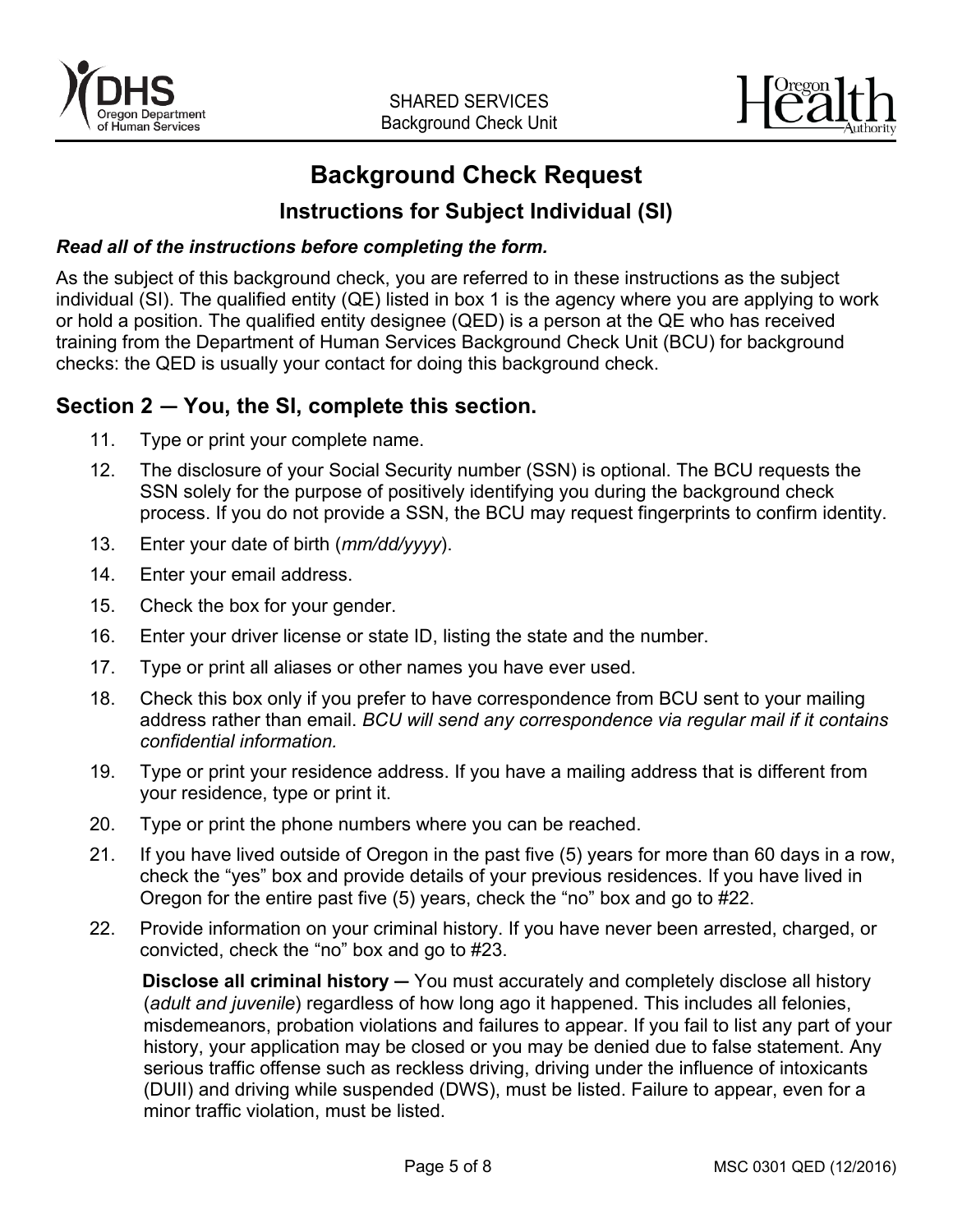SHARED SERVICES
Background Check Unit

# Background Check Request

## Instructions for Subject Individual (SI)

***Read all of the instructions before completing the form.***

As the subject of this background check, you are referred to in these instructions as the subject individual (SI). The qualified entity (QE) listed in box 1 is the agency where you are applying to work or hold a position. The qualified entity designee (QED) is a person at the QE who has received training from the Department of Human Services Background Check Unit (BCU) for background checks: the QED is usually your contact for doing this background check.

## Section 2 — You, the SI, complete this section.

11. Type or print your complete name.
12. The disclosure of your Social Security number (SSN) is optional. The BCU requests the SSN solely for the purpose of positively identifying you during the background check process. If you do not provide a SSN, the BCU may request fingerprints to confirm identity.
13. Enter your date of birth (*mm/dd/yyyy*).
14. Enter your email address.
15. Check the box for your gender.
16. Enter your driver license or state ID, listing the state and the number.
17. Type or print all aliases or other names you have ever used.
18. Check this box only if you prefer to have correspondence from BCU sent to your mailing address rather than email. *BCU will send any correspondence via regular mail if it contains confidential information.*
19. Type or print your residence address. If you have a mailing address that is different from your residence, type or print it.
20. Type or print the phone numbers where you can be reached.
21. If you have lived outside of Oregon in the past five (5) years for more than 60 days in a row, check the "yes" box and provide details of your previous residences. If you have lived in Oregon for the entire past five (5) years, check the "no" box and go to #22.
22. Provide information on your criminal history. If you have never been arrested, charged, or convicted, check the "no" box and go to #23.

    **Disclose all criminal history —** You must accurately and completely disclose all history (*adult and juvenile*) regardless of how long ago it happened. This includes all felonies, misdemeanors, probation violations and failures to appear. If you fail to list any part of your history, your application may be closed or you may be denied due to false statement. Any serious traffic offense such as reckless driving, driving under the influence of intoxicants (DUII) and driving while suspended (DWS), must be listed. Failure to appear, even for a minor traffic violation, must be listed.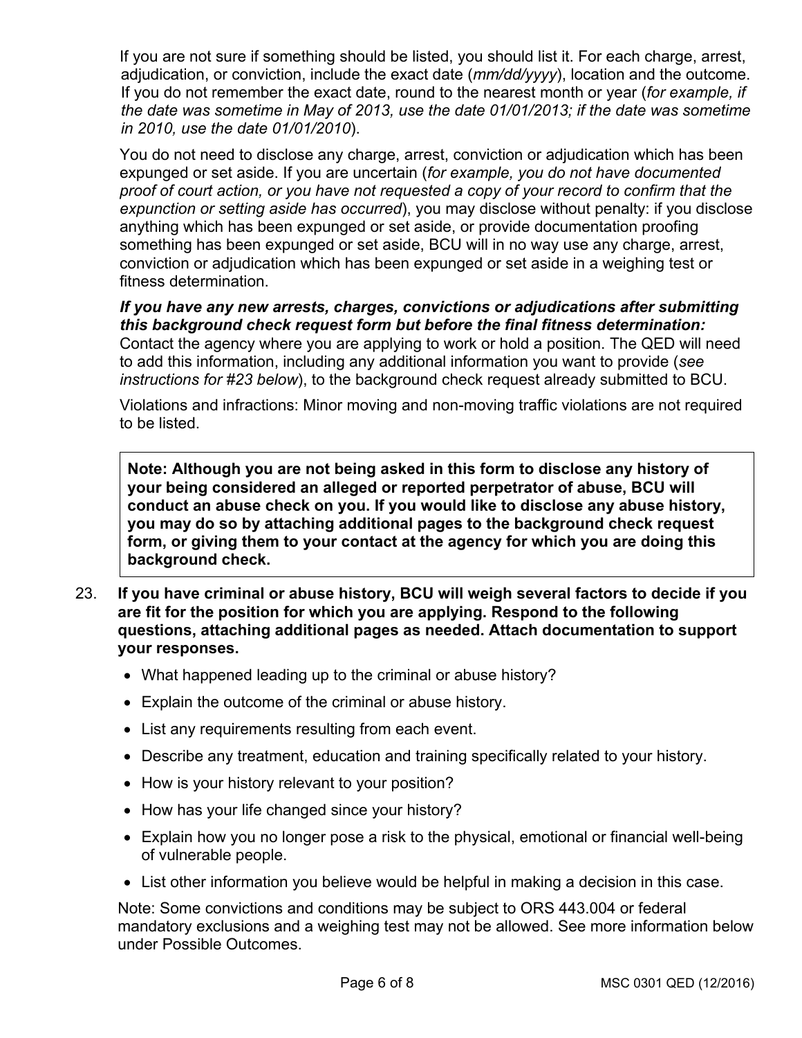If you are not sure if something should be listed, you should list it. For each charge, arrest, adjudication, or conviction, include the exact date (*mm/dd/yyyy*), location and the outcome. If you do not remember the exact date, round to the nearest month or year (*for example, if the date was sometime in May of 2013, use the date 01/01/2013; if the date was sometime in 2010, use the date 01/01/2010*).

You do not need to disclose any charge, arrest, conviction or adjudication which has been expunged or set aside. If you are uncertain (*for example, you do not have documented proof of court action, or you have not requested a copy of your record to confirm that the expunction or setting aside has occurred*), you may disclose without penalty: if you disclose anything which has been expunged or set aside, or provide documentation proofing something has been expunged or set aside, BCU will in no way use any charge, arrest, conviction or adjudication which has been expunged or set aside in a weighing test or fitness determination.

***If you have any new arrests, charges, convictions or adjudications after submitting this background check request form but before the final fitness determination:*** Contact the agency where you are applying to work or hold a position. The QED will need to add this information, including any additional information you want to provide (*see instructions for #23 below*), to the background check request already submitted to BCU.

Violations and infractions: Minor moving and non-moving traffic violations are not required to be listed.

> **Note: Although you are not being asked in this form to disclose any history of your being considered an alleged or reported perpetrator of abuse, BCU will conduct an abuse check on you. If you would like to disclose any abuse history, you may do so by attaching additional pages to the background check request form, or giving them to your contact at the agency for which you are doing this background check.**

23. **If you have criminal or abuse history, BCU will weigh several factors to decide if you are fit for the position for which you are applying. Respond to the following questions, attaching additional pages as needed. Attach documentation to support your responses.**

    - What happened leading up to the criminal or abuse history?
    - Explain the outcome of the criminal or abuse history.
    - List any requirements resulting from each event.
    - Describe any treatment, education and training specifically related to your history.
    - How is your history relevant to your position?
    - How has your life changed since your history?
    - Explain how you no longer pose a risk to the physical, emotional or financial well-being of vulnerable people.
    - List other information you believe would be helpful in making a decision in this case.

    Note: Some convictions and conditions may be subject to ORS 443.004 or federal mandatory exclusions and a weighing test may not be allowed. See more information below under Possible Outcomes.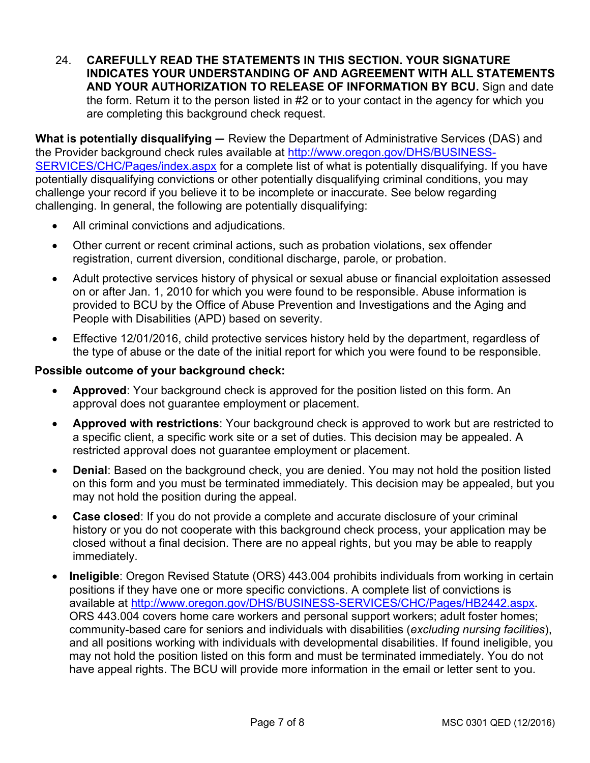24. **CAREFULLY READ THE STATEMENTS IN THIS SECTION. YOUR SIGNATURE INDICATES YOUR UNDERSTANDING OF AND AGREEMENT WITH ALL STATEMENTS AND YOUR AUTHORIZATION TO RELEASE OF INFORMATION BY BCU.** Sign and date the form. Return it to the person listed in #2 or to your contact in the agency for which you are completing this background check request.

**What is potentially disqualifying —** Review the Department of Administrative Services (DAS) and the Provider background check rules available at [http://www.oregon.gov/DHS/BUSINESS-SERVICES/CHC/Pages/index.aspx](http://www.oregon.gov/DHS/BUSINESS-SERVICES/CHC/Pages/index.aspx) for a complete list of what is potentially disqualifying. If you have potentially disqualifying convictions or other potentially disqualifying criminal conditions, you may challenge your record if you believe it to be incomplete or inaccurate. See below regarding challenging. In general, the following are potentially disqualifying:

- All criminal convictions and adjudications.
- Other current or recent criminal actions, such as probation violations, sex offender registration, current diversion, conditional discharge, parole, or probation.
- Adult protective services history of physical or sexual abuse or financial exploitation assessed on or after Jan. 1, 2010 for which you were found to be responsible. Abuse information is provided to BCU by the Office of Abuse Prevention and Investigations and the Aging and People with Disabilities (APD) based on severity.
- Effective 12/01/2016, child protective services history held by the department, regardless of the type of abuse or the date of the initial report for which you were found to be responsible.

**Possible outcome of your background check:**

- **Approved**: Your background check is approved for the position listed on this form. An approval does not guarantee employment or placement.
- **Approved with restrictions**: Your background check is approved to work but are restricted to a specific client, a specific work site or a set of duties. This decision may be appealed. A restricted approval does not guarantee employment or placement.
- **Denial**: Based on the background check, you are denied. You may not hold the position listed on this form and you must be terminated immediately. This decision may be appealed, but you may not hold the position during the appeal.
- **Case closed**: If you do not provide a complete and accurate disclosure of your criminal history or you do not cooperate with this background check process, your application may be closed without a final decision. There are no appeal rights, but you may be able to reapply immediately.
- **Ineligible**: Oregon Revised Statute (ORS) 443.004 prohibits individuals from working in certain positions if they have one or more specific convictions. A complete list of convictions is available at [http://www.oregon.gov/DHS/BUSINESS-SERVICES/CHC/Pages/HB2442.aspx](http://www.oregon.gov/DHS/BUSINESS-SERVICES/CHC/Pages/HB2442.aspx). ORS 443.004 covers home care workers and personal support workers; adult foster homes; community-based care for seniors and individuals with disabilities (*excluding nursing facilities*), and all positions working with individuals with developmental disabilities. If found ineligible, you may not hold the position listed on this form and must be terminated immediately. You do not have appeal rights. The BCU will provide more information in the email or letter sent to you.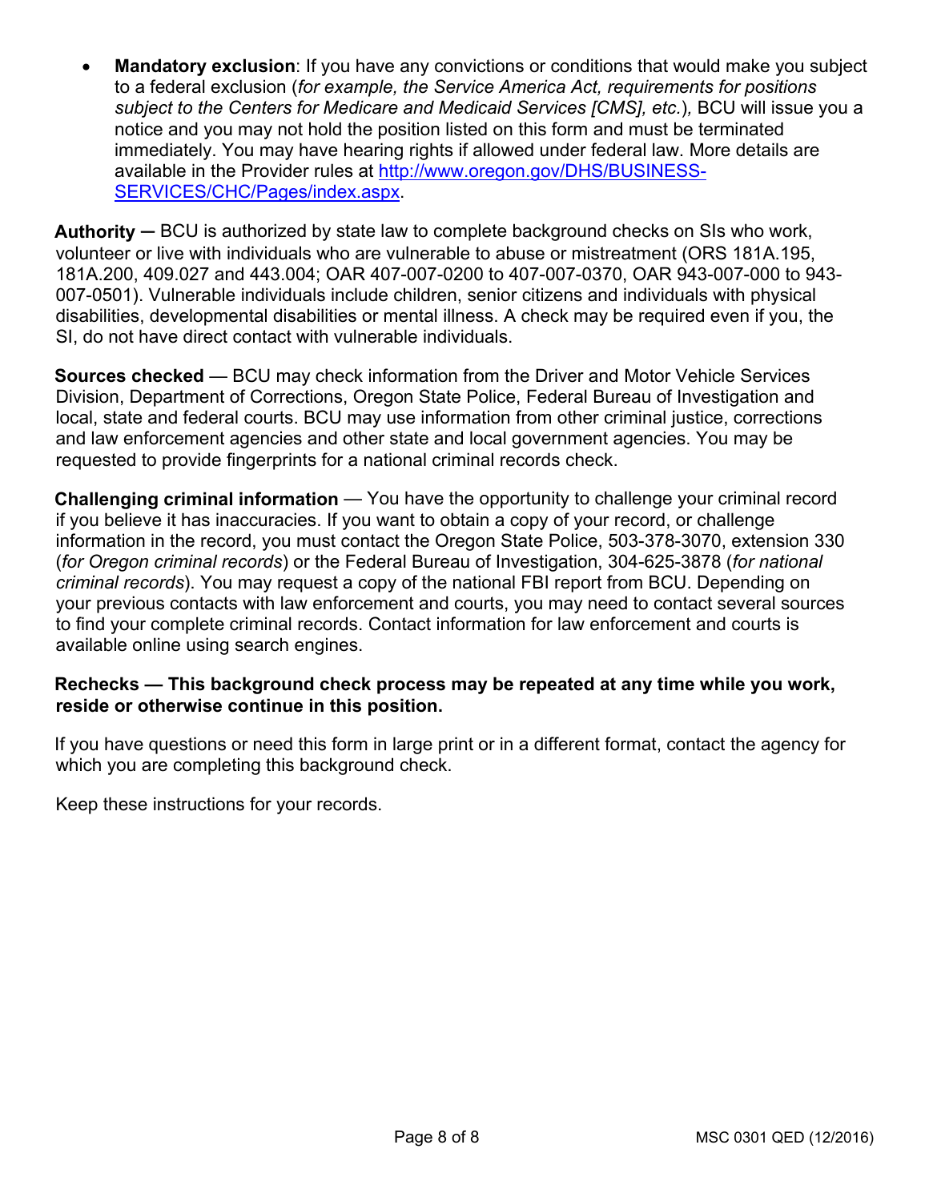- **Mandatory exclusion**: If you have any convictions or conditions that would make you subject to a federal exclusion (*for example, the Service America Act, requirements for positions subject to the Centers for Medicare and Medicaid Services [CMS], etc.*), BCU will issue you a notice and you may not hold the position listed on this form and must be terminated immediately. You may have hearing rights if allowed under federal law. More details are available in the Provider rules at [http://www.oregon.gov/DHS/BUSINESS-SERVICES/CHC/Pages/index.aspx](http://www.oregon.gov/DHS/BUSINESS-SERVICES/CHC/Pages/index.aspx).

**Authority —** BCU is authorized by state law to complete background checks on SIs who work, volunteer or live with individuals who are vulnerable to abuse or mistreatment (ORS 181A.195, 181A.200, 409.027 and 443.004; OAR 407-007-0200 to 407-007-0370, OAR 943-007-000 to 943-007-0501). Vulnerable individuals include children, senior citizens and individuals with physical disabilities, developmental disabilities or mental illness. A check may be required even if you, the SI, do not have direct contact with vulnerable individuals.

**Sources checked** — BCU may check information from the Driver and Motor Vehicle Services Division, Department of Corrections, Oregon State Police, Federal Bureau of Investigation and local, state and federal courts. BCU may use information from other criminal justice, corrections and law enforcement agencies and other state and local government agencies. You may be requested to provide fingerprints for a national criminal records check.

**Challenging criminal information** — You have the opportunity to challenge your criminal record if you believe it has inaccuracies. If you want to obtain a copy of your record, or challenge information in the record, you must contact the Oregon State Police, 503-378-3070, extension 330 (*for Oregon criminal records*) or the Federal Bureau of Investigation, 304-625-3878 (*for national criminal records*). You may request a copy of the national FBI report from BCU. Depending on your previous contacts with law enforcement and courts, you may need to contact several sources to find your complete criminal records. Contact information for law enforcement and courts is available online using search engines.

**Rechecks — This background check process may be repeated at any time while you work, reside or otherwise continue in this position.**

If you have questions or need this form in large print or in a different format, contact the agency for which you are completing this background check.

Keep these instructions for your records.

MSC 0301 QED (12/2016)